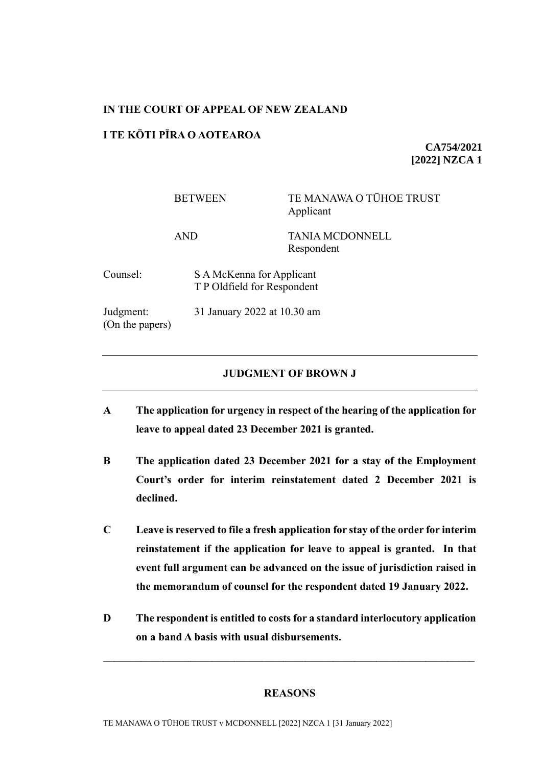**IN THE COURT OF APPEAL OF NEW ZEALAND**

**I TE KŌTI PĪRA O AOTEAROA**

**CA754/2021**
**[2022] NZCA 1**

| | | |
|---|---|---|
| | BETWEEN | TE MANAWA O TŪHOE TRUST<br>Applicant |
| | AND | TANIA MCDONNELL<br>Respondent |

Counsel: S A McKenna for Applicant
T P Oldfield for Respondent

Judgment: 31 January 2022 at 10.30 am
(On the papers)

---

**JUDGMENT OF BROWN J**

---

**A The application for urgency in respect of the hearing of the application for leave to appeal dated 23 December 2021 is granted.**

**B The application dated 23 December 2021 for a stay of the Employment Court's order for interim reinstatement dated 2 December 2021 is declined.**

**C Leave is reserved to file a fresh application for stay of the order for interim reinstatement if the application for leave to appeal is granted. In that event full argument can be advanced on the issue of jurisdiction raised in the memorandum of counsel for the respondent dated 19 January 2022.**

**D The respondent is entitled to costs for a standard interlocutory application on a band A basis with usual disbursements.**

---

**REASONS**

TE MANAWA O TŪHOE TRUST v MCDONNELL [2022] NZCA 1 [31 January 2022]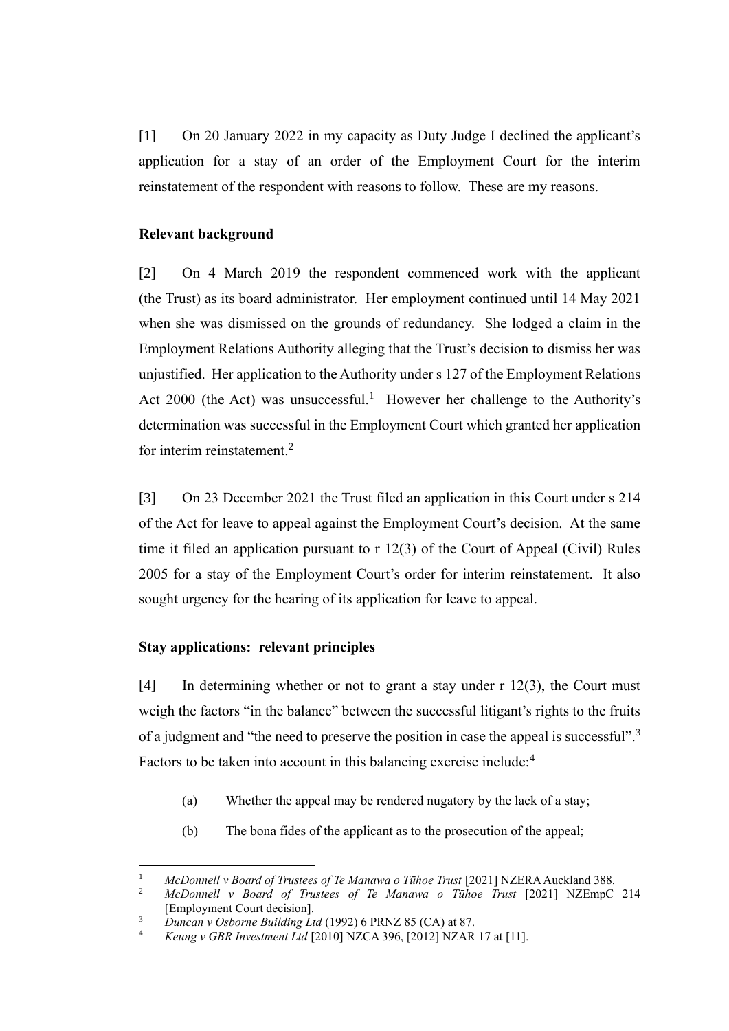[1] On 20 January 2022 in my capacity as Duty Judge I declined the applicant's application for a stay of an order of the Employment Court for the interim reinstatement of the respondent with reasons to follow. These are my reasons.

**Relevant background**

[2] On 4 March 2019 the respondent commenced work with the applicant (the Trust) as its board administrator. Her employment continued until 14 May 2021 when she was dismissed on the grounds of redundancy. She lodged a claim in the Employment Relations Authority alleging that the Trust's decision to dismiss her was unjustified. Her application to the Authority under s 127 of the Employment Relations Act 2000 (the Act) was unsuccessful.[1] However her challenge to the Authority's determination was successful in the Employment Court which granted her application for interim reinstatement.[2]

[3] On 23 December 2021 the Trust filed an application in this Court under s 214 of the Act for leave to appeal against the Employment Court's decision. At the same time it filed an application pursuant to r 12(3) of the Court of Appeal (Civil) Rules 2005 for a stay of the Employment Court's order for interim reinstatement. It also sought urgency for the hearing of its application for leave to appeal.

**Stay applications: relevant principles**

[4] In determining whether or not to grant a stay under r 12(3), the Court must weigh the factors "in the balance" between the successful litigant's rights to the fruits of a judgment and "the need to preserve the position in case the appeal is successful".[3] Factors to be taken into account in this balancing exercise include:[4]

> (a) Whether the appeal may be rendered nugatory by the lack of a stay;
>
> (b) The bona fides of the applicant as to the prosecution of the appeal;

---

[1] *McDonnell v Board of Trustees of Te Manawa o Tūhoe Trust* [2021] NZERA Auckland 388.

[2] *McDonnell v Board of Trustees of Te Manawa o Tūhoe Trust* [2021] NZEmpC 214 [Employment Court decision].

[3] *Duncan v Osborne Building Ltd* (1992) 6 PRNZ 85 (CA) at 87.

[4] *Keung v GBR Investment Ltd* [2010] NZCA 396, [2012] NZAR 17 at [11].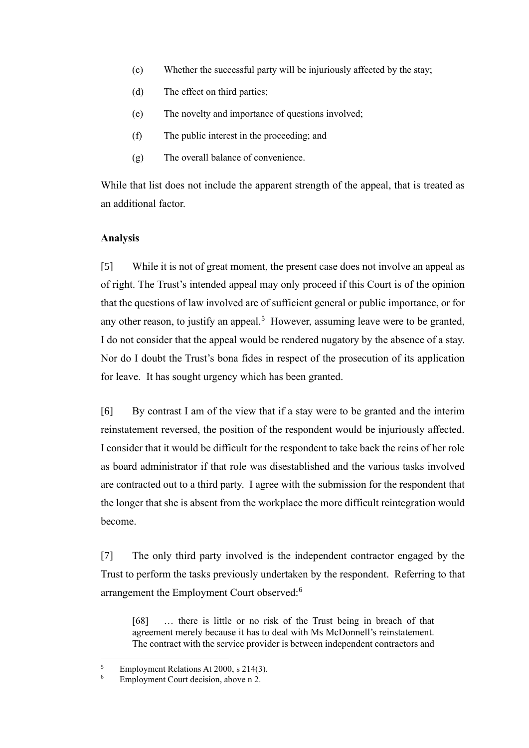(c) Whether the successful party will be injuriously affected by the stay;

(d) The effect on third parties;

(e) The novelty and importance of questions involved;

(f) The public interest in the proceeding; and

(g) The overall balance of convenience.

While that list does not include the apparent strength of the appeal, that is treated as an additional factor.

**Analysis**

[5] While it is not of great moment, the present case does not involve an appeal as of right. The Trust's intended appeal may only proceed if this Court is of the opinion that the questions of law involved are of sufficient general or public importance, or for any other reason, to justify an appeal.[5] However, assuming leave were to be granted, I do not consider that the appeal would be rendered nugatory by the absence of a stay. Nor do I doubt the Trust's bona fides in respect of the prosecution of its application for leave. It has sought urgency which has been granted.

[6] By contrast I am of the view that if a stay were to be granted and the interim reinstatement reversed, the position of the respondent would be injuriously affected. I consider that it would be difficult for the respondent to take back the reins of her role as board administrator if that role was disestablished and the various tasks involved are contracted out to a third party. I agree with the submission for the respondent that the longer that she is absent from the workplace the more difficult reintegration would become.

[7] The only third party involved is the independent contractor engaged by the Trust to perform the tasks previously undertaken by the respondent. Referring to that arrangement the Employment Court observed:[6]

> [68] … there is little or no risk of the Trust being in breach of that agreement merely because it has to deal with Ms McDonnell's reinstatement. The contract with the service provider is between independent contractors and

---

5 Employment Relations At 2000, s 214(3).

6 Employment Court decision, above n 2.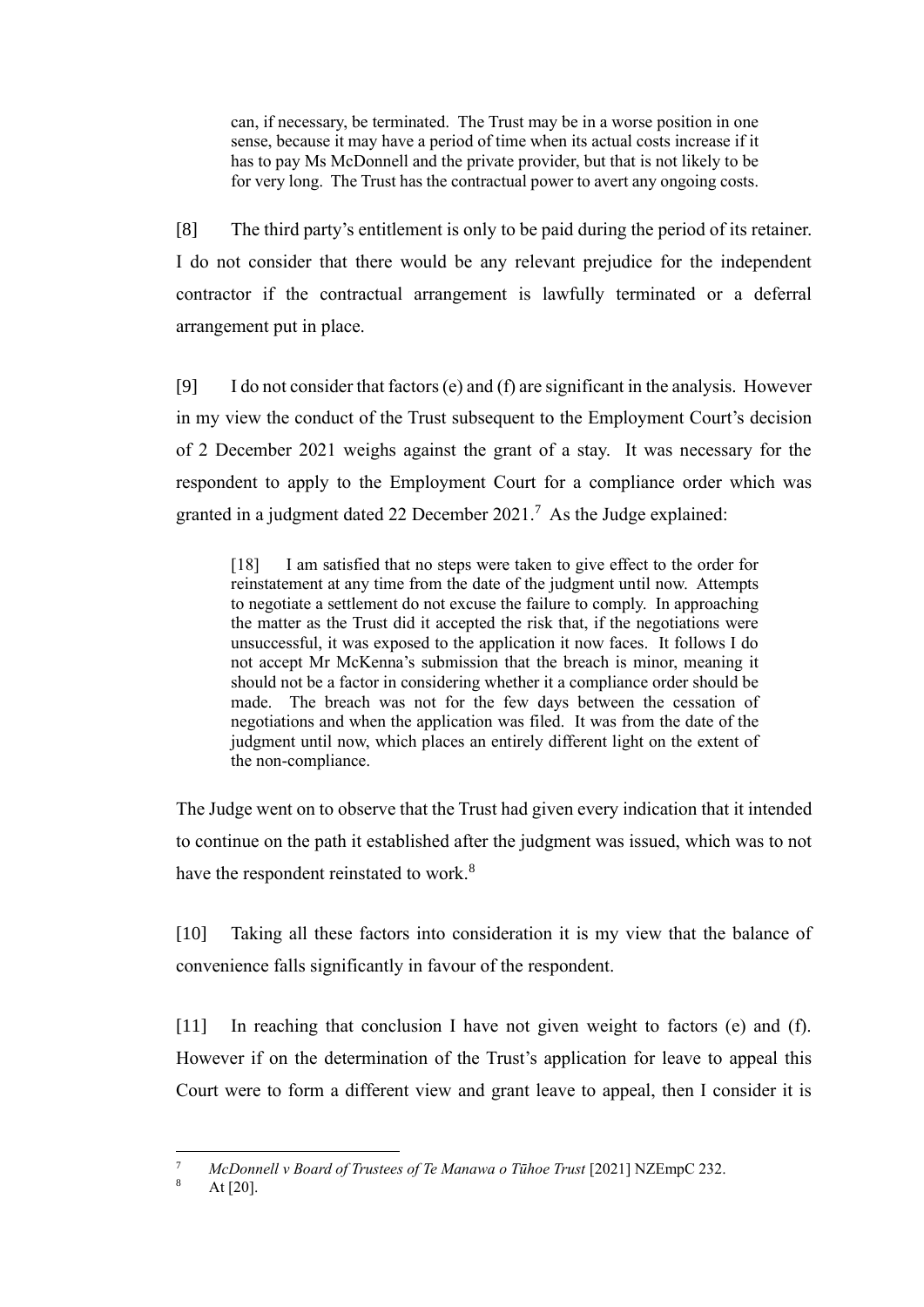> can, if necessary, be terminated. The Trust may be in a worse position in one sense, because it may have a period of time when its actual costs increase if it has to pay Ms McDonnell and the private provider, but that is not likely to be for very long. The Trust has the contractual power to avert any ongoing costs.

[8] The third party's entitlement is only to be paid during the period of its retainer. I do not consider that there would be any relevant prejudice for the independent contractor if the contractual arrangement is lawfully terminated or a deferral arrangement put in place.

[9] I do not consider that factors (e) and (f) are significant in the analysis. However in my view the conduct of the Trust subsequent to the Employment Court's decision of 2 December 2021 weighs against the grant of a stay. It was necessary for the respondent to apply to the Employment Court for a compliance order which was granted in a judgment dated 22 December 2021.[7] As the Judge explained:

> [18] I am satisfied that no steps were taken to give effect to the order for reinstatement at any time from the date of the judgment until now. Attempts to negotiate a settlement do not excuse the failure to comply. In approaching the matter as the Trust did it accepted the risk that, if the negotiations were unsuccessful, it was exposed to the application it now faces. It follows I do not accept Mr McKenna's submission that the breach is minor, meaning it should not be a factor in considering whether it a compliance order should be made. The breach was not for the few days between the cessation of negotiations and when the application was filed. It was from the date of the judgment until now, which places an entirely different light on the extent of the non-compliance.

The Judge went on to observe that the Trust had given every indication that it intended to continue on the path it established after the judgment was issued, which was to not have the respondent reinstated to work.[8]

[10] Taking all these factors into consideration it is my view that the balance of convenience falls significantly in favour of the respondent.

[11] In reaching that conclusion I have not given weight to factors (e) and (f). However if on the determination of the Trust's application for leave to appeal this Court were to form a different view and grant leave to appeal, then I consider it is

---

[7] *McDonnell v Board of Trustees of Te Manawa o Tūhoe Trust* [2021] NZEmpC 232.

[8] At [20].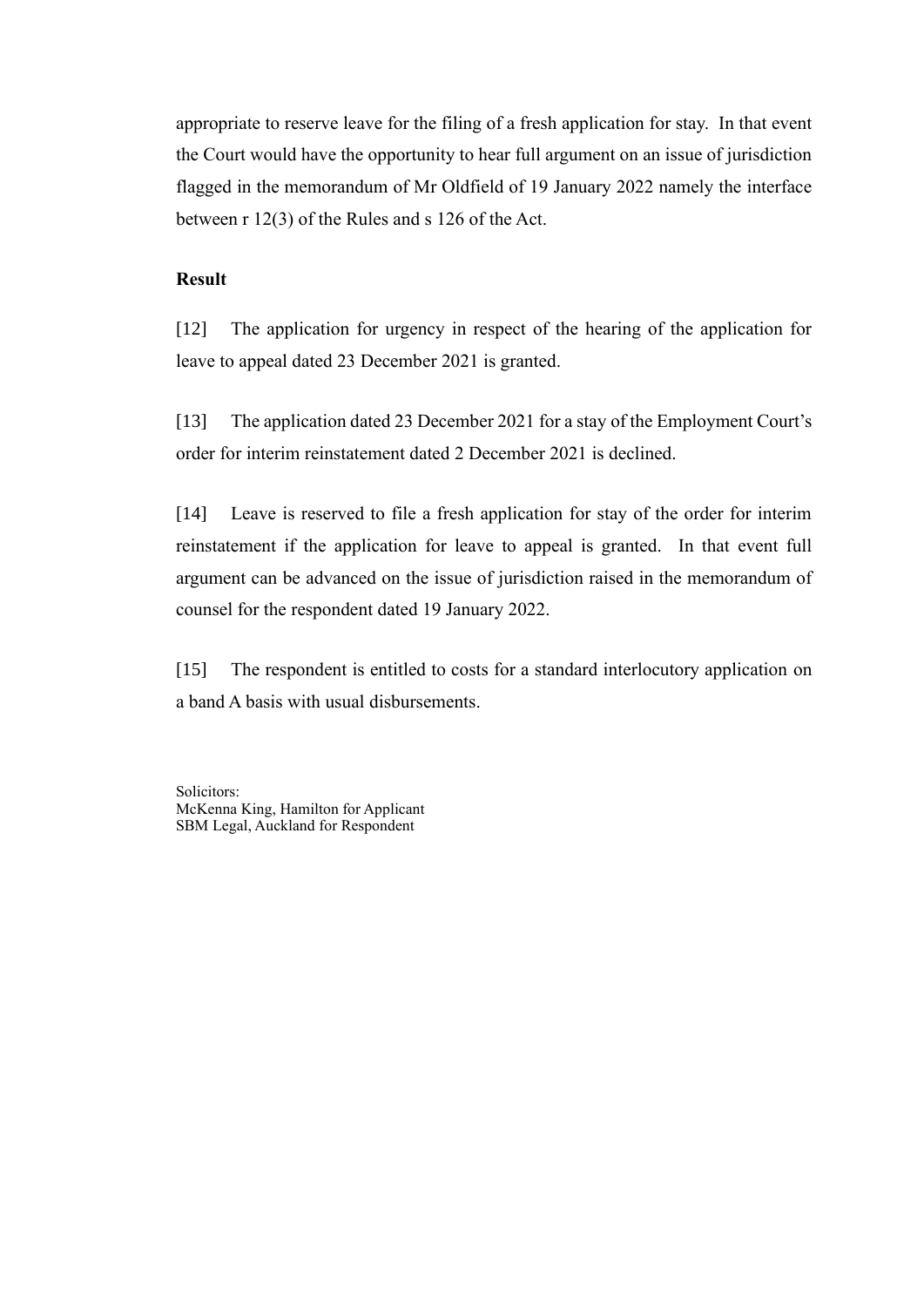appropriate to reserve leave for the filing of a fresh application for stay. In that event the Court would have the opportunity to hear full argument on an issue of jurisdiction flagged in the memorandum of Mr Oldfield of 19 January 2022 namely the interface between r 12(3) of the Rules and s 126 of the Act.

**Result**

[12] The application for urgency in respect of the hearing of the application for leave to appeal dated 23 December 2021 is granted.

[13] The application dated 23 December 2021 for a stay of the Employment Court's order for interim reinstatement dated 2 December 2021 is declined.

[14] Leave is reserved to file a fresh application for stay of the order for interim reinstatement if the application for leave to appeal is granted. In that event full argument can be advanced on the issue of jurisdiction raised in the memorandum of counsel for the respondent dated 19 January 2022.

[15] The respondent is entitled to costs for a standard interlocutory application on a band A basis with usual disbursements.

Solicitors:
McKenna King, Hamilton for Applicant
SBM Legal, Auckland for Respondent